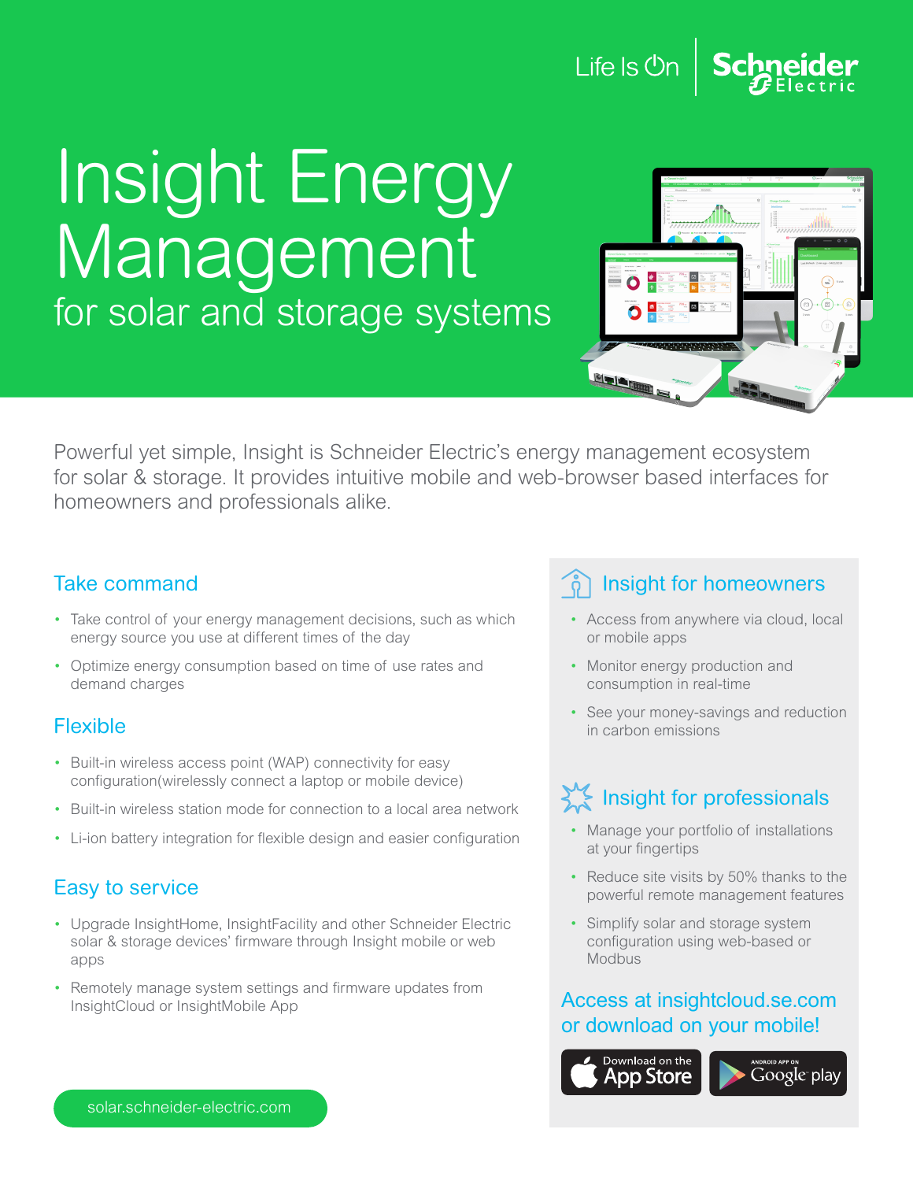Life Is On | Schneider Electric

# Insight Energy Management

## for solar and storage systems

Powerful yet simple, Insight is Schneider Electric's energy management ecosystem for solar & storage. It provides intuitive mobile and web-browser based interfaces for homeowners and professionals alike.

### Take command

- Take control of your energy management decisions, such as which energy source you use at different times of the day
- Optimize energy consumption based on time of use rates and demand charges

### Flexible

- Built-in wireless access point (WAP) connectivity for easy configuration(wirelessly connect a laptop or mobile device)
- Built-in wireless station mode for connection to a local area network
- Li-ion battery integration for flexible design and easier configuration

### Easy to service

- Upgrade InsightHome, InsightFacility and other Schneider Electric solar & storage devices' firmware through Insight mobile or web apps
- Remotely manage system settings and firmware updates from InsightCloud or InsightMobile App

### Insight for homeowners

- Access from anywhere via cloud, local or mobile apps
- Monitor energy production and consumption in real-time
- See your money-savings and reduction in carbon emissions

### Insight for professionals

- Manage your portfolio of installations at your fingertips
- Reduce site visits by 50% thanks to the powerful remote management features
- Simplify solar and storage system configuration using web-based or Modbus

**Access at insightcloud.se.com or download on your mobile!**

Download on the App Store | ANDROID APP ON Google play

solar.schneider-electric.com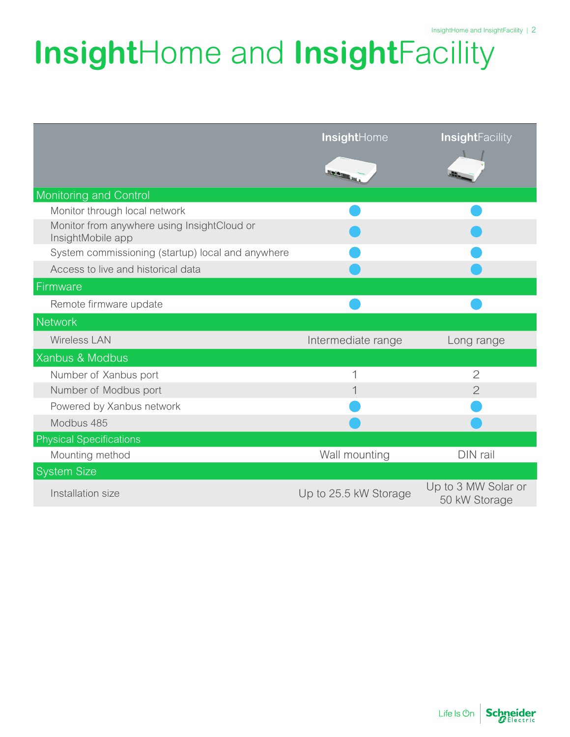# InsightHome and InsightFacility

| | InsightHome | InsightFacility |
|---|---|---|
| **Monitoring and Control** | | |
| Monitor through local network | ● | ● |
| Monitor from anywhere using InsightCloud or InsightMobile app | ● | ● |
| System commissioning (startup) local and anywhere | ● | ● |
| Access to live and historical data | ● | ● |
| **Firmware** | | |
| Remote firmware update | ● | ● |
| **Network** | | |
| Wireless LAN | Intermediate range | Long range |
| **Xanbus & Modbus** | | |
| Number of Xanbus port | 1 | 2 |
| Number of Modbus port | 1 | 2 |
| Powered by Xanbus network | ● | ● |
| Modbus 485 | ● | ● |
| **Physical Specifications** | | |
| Mounting method | Wall mounting | DIN rail |
| **System Size** | | |
| Installation size | Up to 25.5 kW Storage | Up to 3 MW Solar or 50 kW Storage |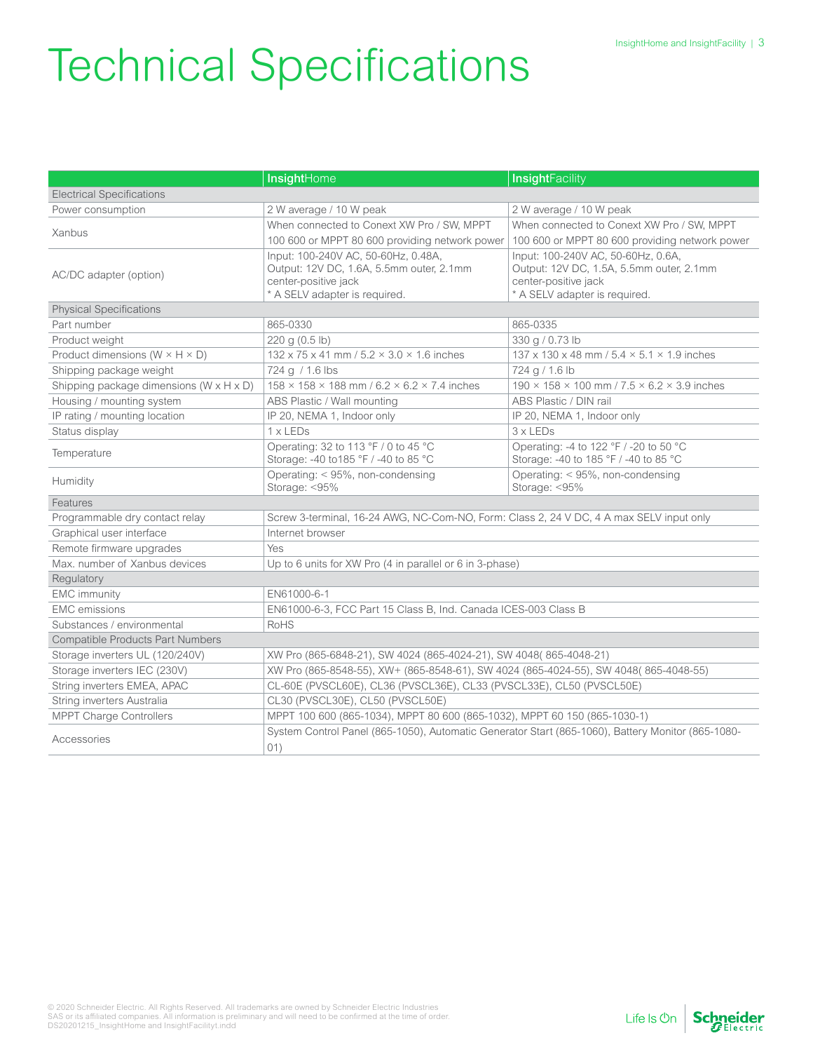# Technical Specifications

| | **Insight**Home | **Insight**Facility |
|---|---|---|
| Electrical Specifications | | |
| Power consumption | 2 W average / 10 W peak | 2 W average / 10 W peak |
| Xanbus | When connected to Conext XW Pro / SW, MPPT 100 600 or MPPT 80 600 providing network power | When connected to Conext XW Pro / SW, MPPT 100 600 or MPPT 80 600 providing network power |
| AC/DC adapter (option) | Input: 100-240V AC, 50-60Hz, 0.48A, Output: 12V DC, 1.6A, 5.5mm outer, 2.1mm center-positive jack * A SELV adapter is required. | Input: 100-240V AC, 50-60Hz, 0.6A, Output: 12V DC, 1.5A, 5.5mm outer, 2.1mm center-positive jack * A SELV adapter is required. |
| Physical Specifications | | |
| Part number | 865-0330 | 865-0335 |
| Product weight | 220 g (0.5 lb) | 330 g / 0.73 lb |
| Product dimensions (W × H × D) | 132 x 75 x 41 mm / 5.2 × 3.0 × 1.6 inches | 137 x 130 x 48 mm / 5.4 × 5.1 × 1.9 inches |
| Shipping package weight | 724 g / 1.6 lbs | 724 g / 1.6 lb |
| Shipping package dimensions (W x H x D) | 158 × 158 × 188 mm / 6.2 × 6.2 × 7.4 inches | 190 × 158 × 100 mm / 7.5 × 6.2 × 3.9 inches |
| Housing / mounting system | ABS Plastic / Wall mounting | ABS Plastic / DIN rail |
| IP rating / mounting location | IP 20, NEMA 1, Indoor only | IP 20, NEMA 1, Indoor only |
| Status display | 1 x LEDs | 3 x LEDs |
| Temperature | Operating: 32 to 113 °F / 0 to 45 °C Storage: -40 to185 °F / -40 to 85 °C | Operating: -4 to 122 °F / -20 to 50 °C Storage: -40 to 185 °F / -40 to 85 °C |
| Humidity | Operating: < 95%, non-condensing Storage: <95% | Operating: < 95%, non-condensing Storage: <95% |
| Features | | |
| Programmable dry contact relay | Screw 3-terminal, 16-24 AWG, NC-Com-NO, Form: Class 2, 24 V DC, 4 A max SELV input only | |
| Graphical user interface | Internet browser | |
| Remote firmware upgrades | Yes | |
| Max. number of Xanbus devices | Up to 6 units for XW Pro (4 in parallel or 6 in 3-phase) | |
| Regulatory | | |
| EMC immunity | EN61000-6-1 | |
| EMC emissions | EN61000-6-3, FCC Part 15 Class B, Ind. Canada ICES-003 Class B | |
| Substances / environmental | RoHS | |
| Compatible Products Part Numbers | | |
| Storage inverters UL (120/240V) | XW Pro (865-6848-21), SW 4024 (865-4024-21), SW 4048( 865-4048-21) | |
| Storage inverters IEC (230V) | XW Pro (865-8548-55), XW+ (865-8548-61), SW 4024 (865-4024-55), SW 4048( 865-4048-55) | |
| String inverters EMEA, APAC | CL-60E (PVSCL60E), CL36 (PVSCL36E), CL33 (PVSCL33E), CL50 (PVSCL50E) | |
| String inverters Australia | CL30 (PVSCL30E), CL50 (PVSCL50E) | |
| MPPT Charge Controllers | MPPT 100 600 (865-1034), MPPT 80 600 (865-1032), MPPT 60 150 (865-1030-1) | |
| Accessories | System Control Panel (865-1050), Automatic Generator Start (865-1060), Battery Monitor (865-1080-01) | |

© 2020 Schneider Electric. All Rights Reserved. All trademarks are owned by Schneider Electric Industries SAS or its affiliated companies. All information is preliminary and will need to be confirmed at the time of order.
DS20201215_InsightHome and InsightFacility1.indd

Life Is On Schneider Electric